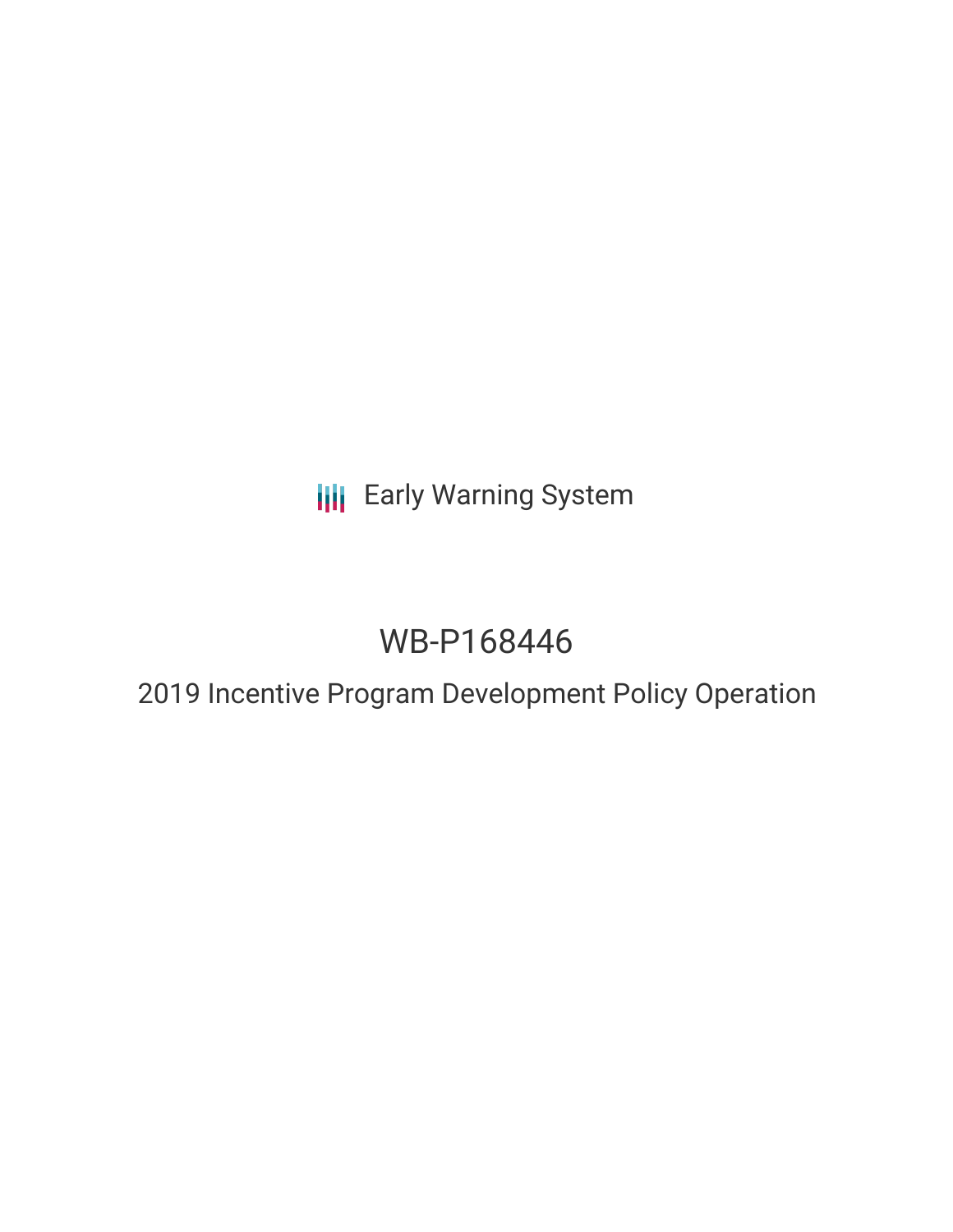Early Warning System

# WB-P168446

## 2019 Incentive Program Development Policy Operation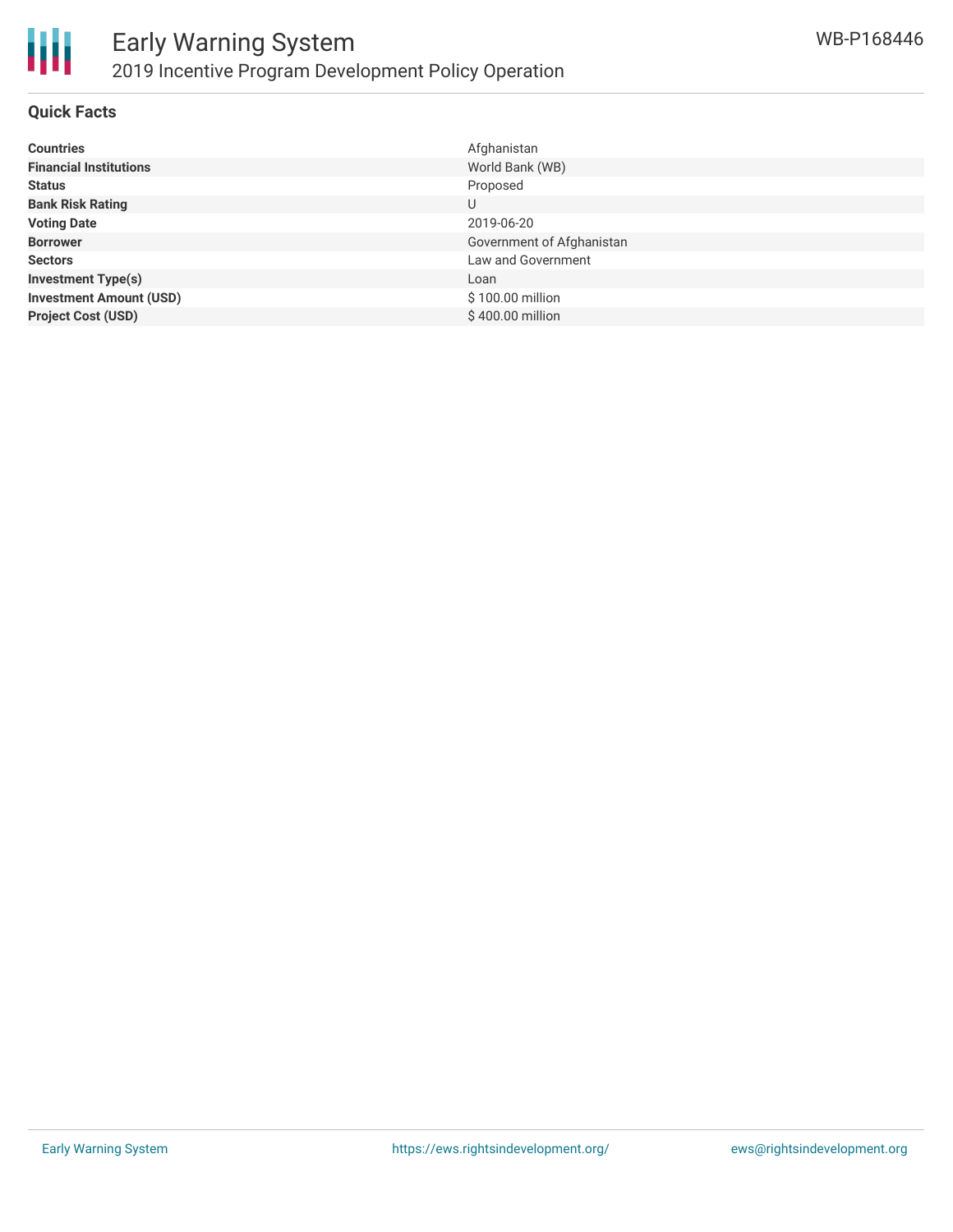# Early Warning System

## 2019 Incentive Program Development Policy Operation

WB-P168446

### Quick Facts

| | |
|---|---|
| **Countries** | Afghanistan |
| **Financial Institutions** | World Bank (WB) |
| **Status** | Proposed |
| **Bank Risk Rating** | U |
| **Voting Date** | 2019-06-20 |
| **Borrower** | Government of Afghanistan |
| **Sectors** | Law and Government |
| **Investment Type(s)** | Loan |
| **Investment Amount (USD)** | $ 100.00 million |
| **Project Cost (USD)** | $ 400.00 million |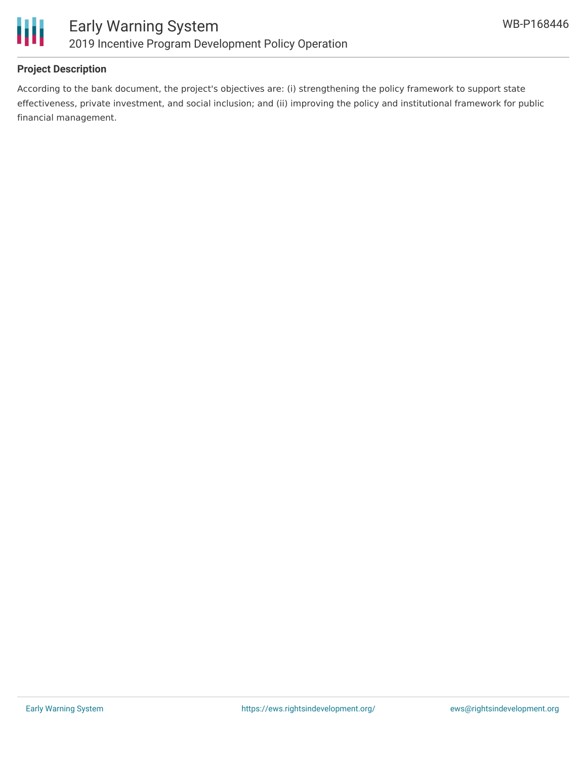## Project Description

According to the bank document, the project's objectives are: (i) strengthening the policy framework to support state effectiveness, private investment, and social inclusion; and (ii) improving the policy and institutional framework for public financial management.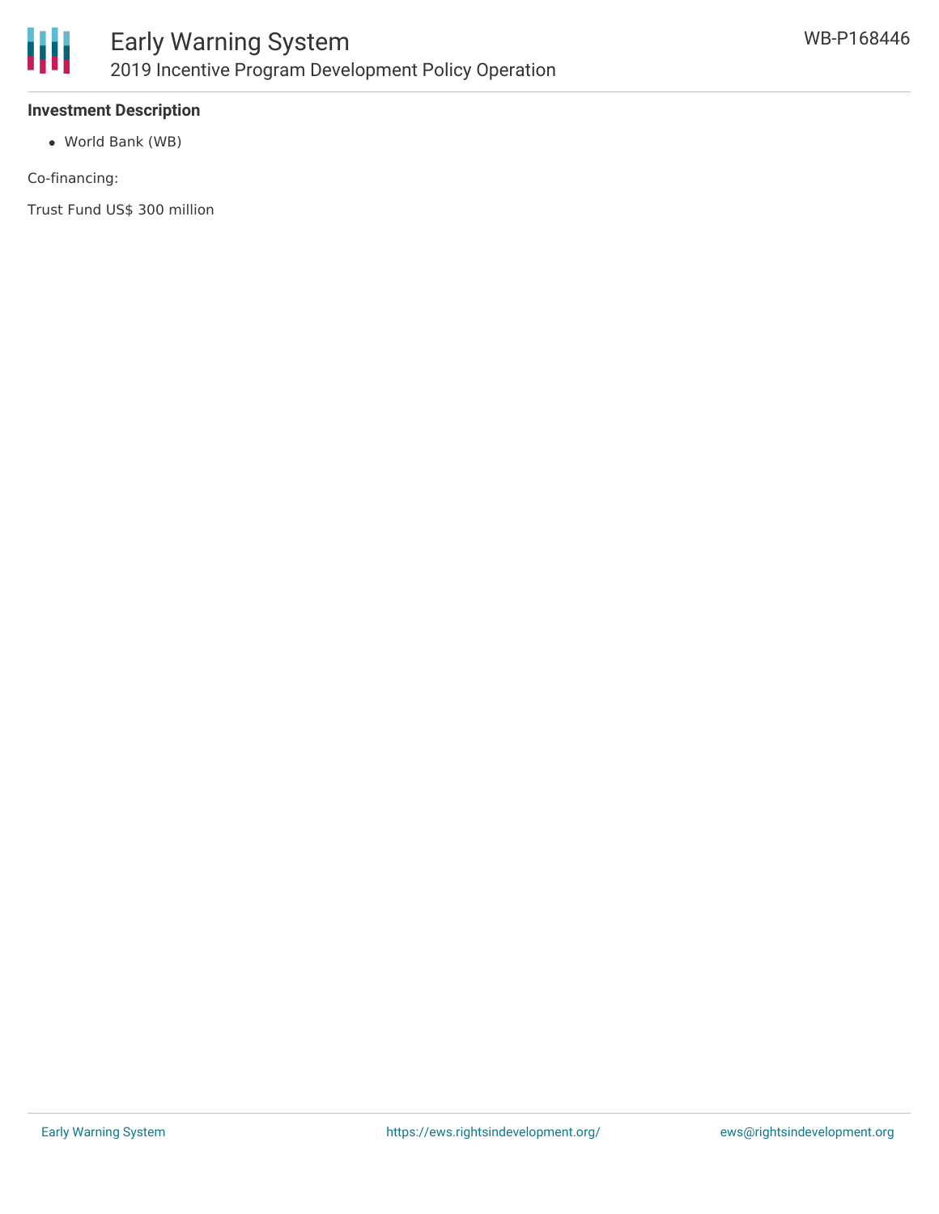**Investment Description**

- World Bank (WB)

Co-financing:

Trust Fund US$ 300 million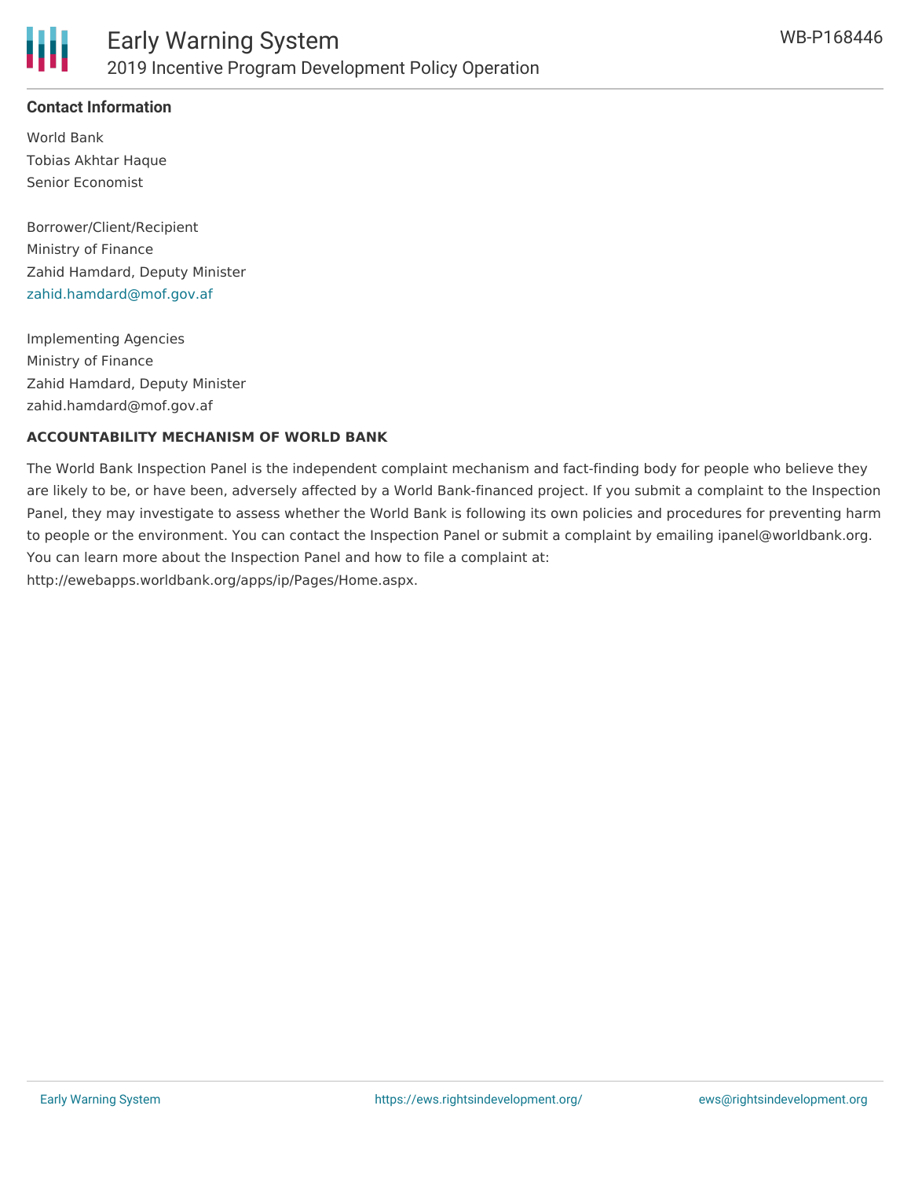**Contact Information**

World Bank
Tobias Akhtar Haque
Senior Economist

Borrower/Client/Recipient
Ministry of Finance
Zahid Hamdard, Deputy Minister
zahid.hamdard@mof.gov.af

Implementing Agencies
Ministry of Finance
Zahid Hamdard, Deputy Minister
zahid.hamdard@mof.gov.af

**ACCOUNTABILITY MECHANISM OF WORLD BANK**

The World Bank Inspection Panel is the independent complaint mechanism and fact-finding body for people who believe they are likely to be, or have been, adversely affected by a World Bank-financed project. If you submit a complaint to the Inspection Panel, they may investigate to assess whether the World Bank is following its own policies and procedures for preventing harm to people or the environment. You can contact the Inspection Panel or submit a complaint by emailing ipanel@worldbank.org. You can learn more about the Inspection Panel and how to file a complaint at: http://ewebapps.worldbank.org/apps/ip/Pages/Home.aspx.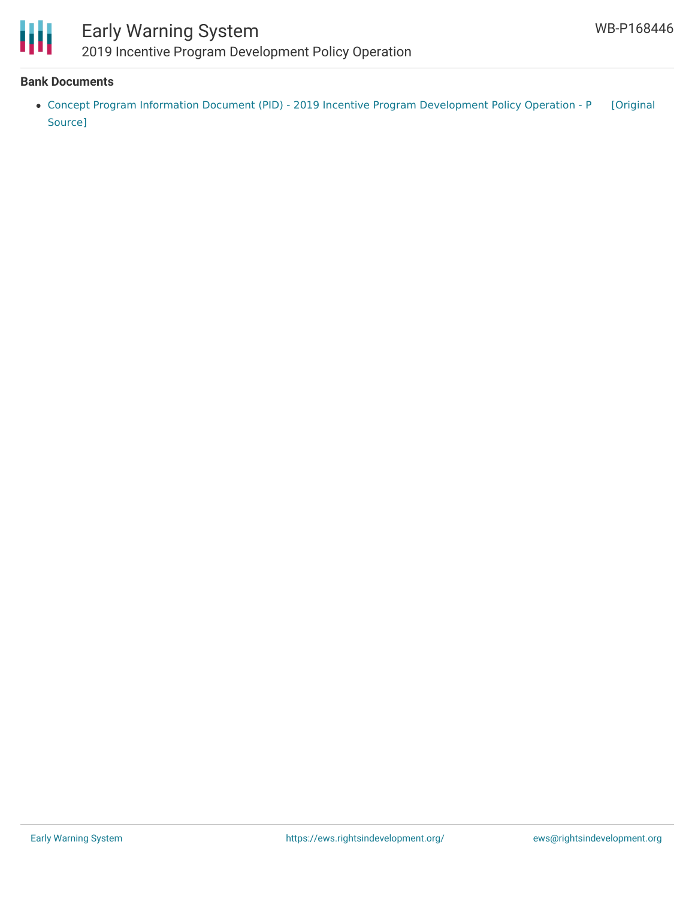### Bank Documents

- Concept Program Information Document (PID) - 2019 Incentive Program Development Policy Operation - P [Original Source]